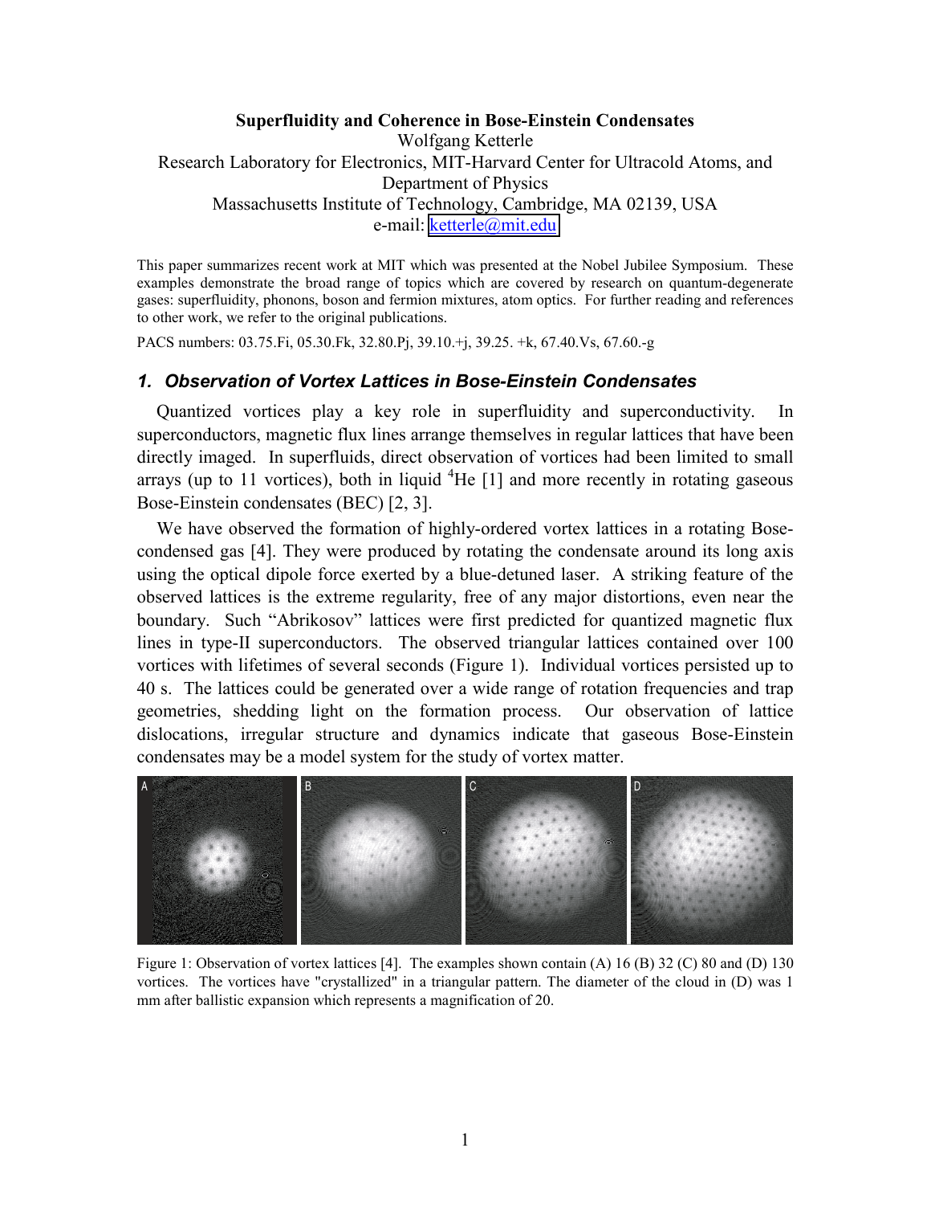**Superfluidity and Coherence in Bose-Einstein Condensates**

Wolfgang Ketterle

Research Laboratory for Electronics, MIT-Harvard Center for Ultracold Atoms, and Department of Physics

Massachusetts Institute of Technology, Cambridge, MA 02139, USA

e-mail: ketterle@mit.edu

This paper summarizes recent work at MIT which was presented at the Nobel Jubilee Symposium. These examples demonstrate the broad range of topics which are covered by research on quantum-degenerate gases: superfluidity, phonons, boson and fermion mixtures, atom optics. For further reading and references to other work, we refer to the original publications.

PACS numbers: 03.75.Fi, 05.30.Fk, 32.80.Pj, 39.10.+j, 39.25. +k, 67.40.Vs, 67.60.-g

## 1. Observation of Vortex Lattices in Bose-Einstein Condensates

Quantized vortices play a key role in superfluidity and superconductivity. In superconductors, magnetic flux lines arrange themselves in regular lattices that have been directly imaged. In superfluids, direct observation of vortices had been limited to small arrays (up to 11 vortices), both in liquid $^4$He [1] and more recently in rotating gaseous Bose-Einstein condensates (BEC) [2, 3].

We have observed the formation of highly-ordered vortex lattices in a rotating Bose-condensed gas [4]. They were produced by rotating the condensate around its long axis using the optical dipole force exerted by a blue-detuned laser. A striking feature of the observed lattices is the extreme regularity, free of any major distortions, even near the boundary. Such "Abrikosov" lattices were first predicted for quantized magnetic flux lines in type-II superconductors. The observed triangular lattices contained over 100 vortices with lifetimes of several seconds (Figure 1). Individual vortices persisted up to 40 s. The lattices could be generated over a wide range of rotation frequencies and trap geometries, shedding light on the formation process. Our observation of lattice dislocations, irregular structure and dynamics indicate that gaseous Bose-Einstein condensates may be a model system for the study of vortex matter.

Figure 1: Observation of vortex lattices [4]. The examples shown contain (A) 16 (B) 32 (C) 80 and (D) 130 vortices. The vortices have "crystallized" in a triangular pattern. The diameter of the cloud in (D) was 1 mm after ballistic expansion which represents a magnification of 20.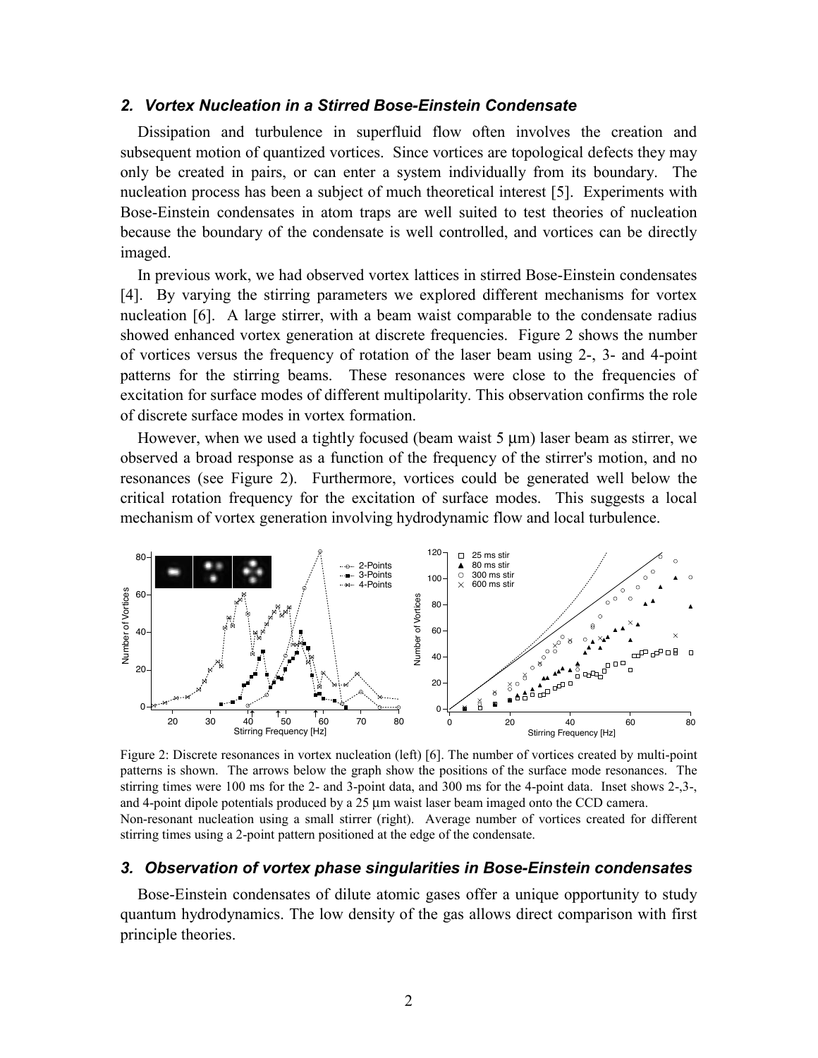### 2. *Vortex Nucleation in a Stirred Bose-Einstein Condensate*

Dissipation and turbulence in superfluid flow often involves the creation and subsequent motion of quantized vortices. Since vortices are topological defects they may only be created in pairs, or can enter a system individually from its boundary. The nucleation process has been a subject of much theoretical interest [5]. Experiments with Bose-Einstein condensates in atom traps are well suited to test theories of nucleation because the boundary of the condensate is well controlled, and vortices can be directly imaged.

In previous work, we had observed vortex lattices in stirred Bose-Einstein condensates [4]. By varying the stirring parameters we explored different mechanisms for vortex nucleation [6]. A large stirrer, with a beam waist comparable to the condensate radius showed enhanced vortex generation at discrete frequencies. Figure 2 shows the number of vortices versus the frequency of rotation of the laser beam using 2-, 3- and 4-point patterns for the stirring beams. These resonances were close to the frequencies of excitation for surface modes of different multipolarity. This observation confirms the role of discrete surface modes in vortex formation.

However, when we used a tightly focused (beam waist 5 μm) laser beam as stirrer, we observed a broad response as a function of the frequency of the stirrer's motion, and no resonances (see Figure 2). Furthermore, vortices could be generated well below the critical rotation frequency for the excitation of surface modes. This suggests a local mechanism of vortex generation involving hydrodynamic flow and local turbulence.

Figure 2: Discrete resonances in vortex nucleation (left) [6]. The number of vortices created by multi-point patterns is shown. The arrows below the graph show the positions of the surface mode resonances. The stirring times were 100 ms for the 2- and 3-point data, and 300 ms for the 4-point data. Inset shows 2-,3-, and 4-point dipole potentials produced by a 25 μm waist laser beam imaged onto the CCD camera.
Non-resonant nucleation using a small stirrer (right). Average number of vortices created for different stirring times using a 2-point pattern positioned at the edge of the condensate.

### 3. *Observation of vortex phase singularities in Bose-Einstein condensates*

Bose-Einstein condensates of dilute atomic gases offer a unique opportunity to study quantum hydrodynamics. The low density of the gas allows direct comparison with first principle theories.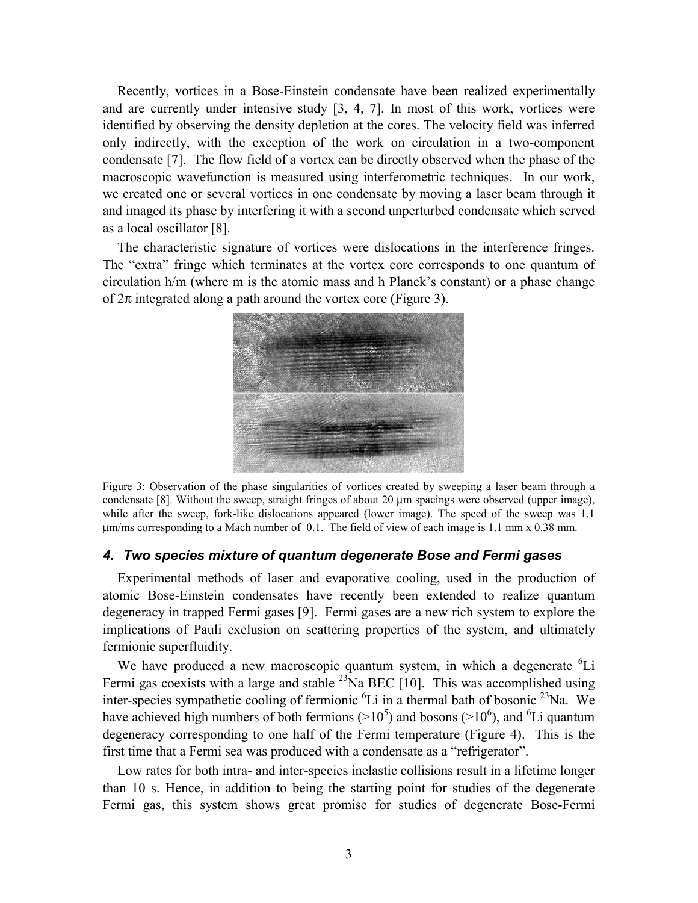Recently, vortices in a Bose-Einstein condensate have been realized experimentally and are currently under intensive study [3, 4, 7]. In most of this work, vortices were identified by observing the density depletion at the cores. The velocity field was inferred only indirectly, with the exception of the work on circulation in a two-component condensate [7]. The flow field of a vortex can be directly observed when the phase of the macroscopic wavefunction is measured using interferometric techniques. In our work, we created one or several vortices in one condensate by moving a laser beam through it and imaged its phase by interfering it with a second unperturbed condensate which served as a local oscillator [8].

The characteristic signature of vortices were dislocations in the interference fringes. The "extra" fringe which terminates at the vortex core corresponds to one quantum of circulation h/m (where m is the atomic mass and h Planck's constant) or a phase change of $2\pi$ integrated along a path around the vortex core (Figure 3).

Figure 3: Observation of the phase singularities of vortices created by sweeping a laser beam through a condensate [8]. Without the sweep, straight fringes of about 20 μm spacings were observed (upper image), while after the sweep, fork-like dislocations appeared (lower image). The speed of the sweep was 1.1 μm/ms corresponding to a Mach number of 0.1. The field of view of each image is 1.1 mm x 0.38 mm.

### *4. Two species mixture of quantum degenerate Bose and Fermi gases*

Experimental methods of laser and evaporative cooling, used in the production of atomic Bose-Einstein condensates have recently been extended to realize quantum degeneracy in trapped Fermi gases [9]. Fermi gases are a new rich system to explore the implications of Pauli exclusion on scattering properties of the system, and ultimately fermionic superfluidity.

We have produced a new macroscopic quantum system, in which a degenerate $^{6}$Li Fermi gas coexists with a large and stable $^{23}$Na BEC [10]. This was accomplished using inter-species sympathetic cooling of fermionic $^{6}$Li in a thermal bath of bosonic $^{23}$Na. We have achieved high numbers of both fermions ($>10^{5}$) and bosons ($>10^{6}$), and $^{6}$Li quantum degeneracy corresponding to one half of the Fermi temperature (Figure 4). This is the first time that a Fermi sea was produced with a condensate as a "refrigerator".

Low rates for both intra- and inter-species inelastic collisions result in a lifetime longer than 10 s. Hence, in addition to being the starting point for studies of the degenerate Fermi gas, this system shows great promise for studies of degenerate Bose-Fermi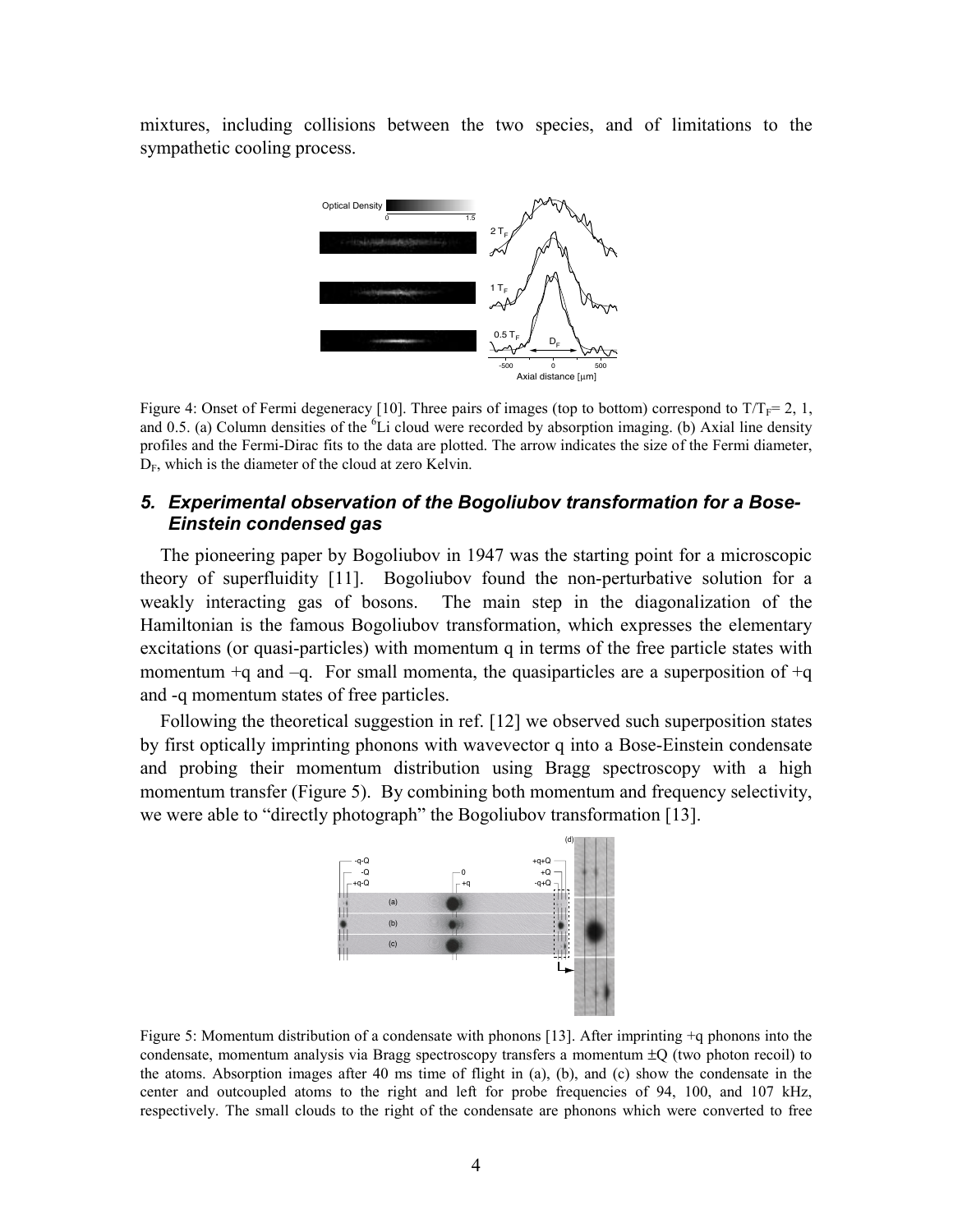mixtures, including collisions between the two species, and of limitations to the sympathetic cooling process.

Figure 4: Onset of Fermi degeneracy [10]. Three pairs of images (top to bottom) correspond to $T/T_F$= 2, 1, and 0.5. (a) Column densities of the $^6$Li cloud were recorded by absorption imaging. (b) Axial line density profiles and the Fermi-Dirac fits to the data are plotted. The arrow indicates the size of the Fermi diameter, $D_F$, which is the diameter of the cloud at zero Kelvin.

### *5. Experimental observation of the Bogoliubov transformation for a Bose-Einstein condensed gas*

The pioneering paper by Bogoliubov in 1947 was the starting point for a microscopic theory of superfluidity [11]. Bogoliubov found the non-perturbative solution for a weakly interacting gas of bosons. The main step in the diagonalization of the Hamiltonian is the famous Bogoliubov transformation, which expresses the elementary excitations (or quasi-particles) with momentum q in terms of the free particle states with momentum +q and –q. For small momenta, the quasiparticles are a superposition of +q and -q momentum states of free particles.

Following the theoretical suggestion in ref. [12] we observed such superposition states by first optically imprinting phonons with wavevector q into a Bose-Einstein condensate and probing their momentum distribution using Bragg spectroscopy with a high momentum transfer (Figure 5). By combining both momentum and frequency selectivity, we were able to "directly photograph" the Bogoliubov transformation [13].

Figure 5: Momentum distribution of a condensate with phonons [13]. After imprinting +q phonons into the condensate, momentum analysis via Bragg spectroscopy transfers a momentum ±Q (two photon recoil) to the atoms. Absorption images after 40 ms time of flight in (a), (b), and (c) show the condensate in the center and outcoupled atoms to the right and left for probe frequencies of 94, 100, and 107 kHz, respectively. The small clouds to the right of the condensate are phonons which were converted to free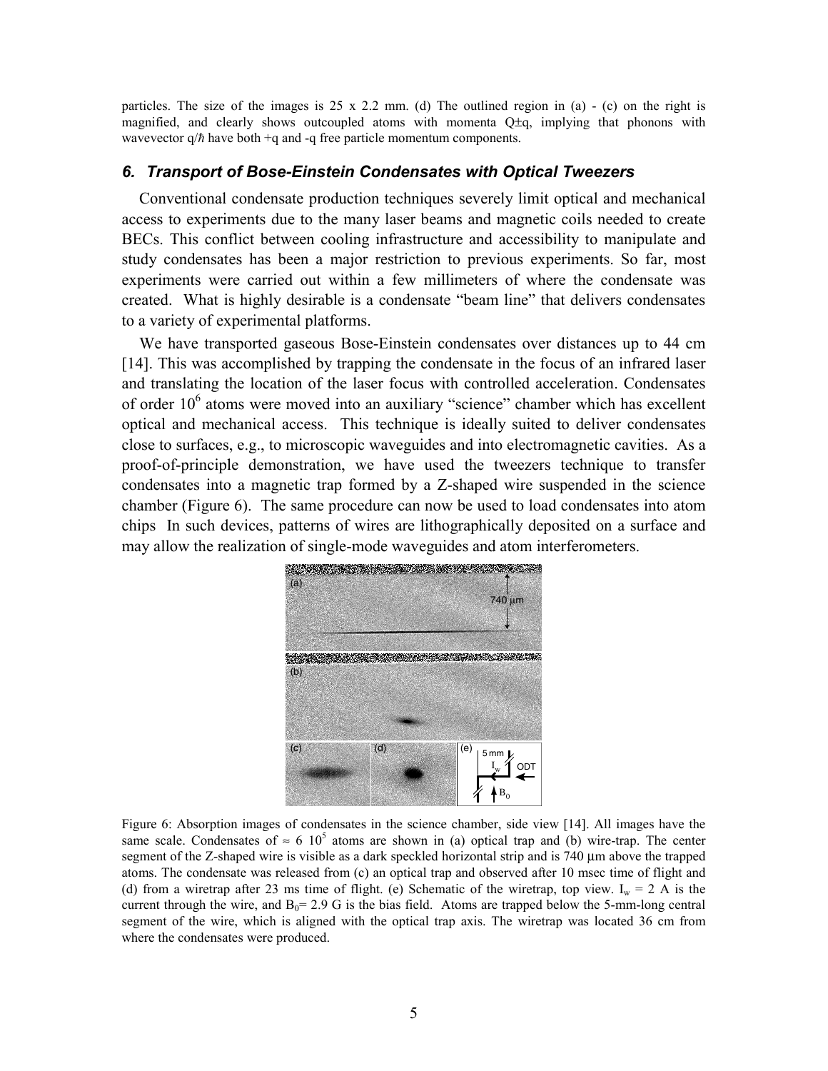particles. The size of the images is 25 x 2.2 mm. (d) The outlined region in (a) - (c) on the right is magnified, and clearly shows outcoupled atoms with momenta Q±q, implying that phonons with wavevector $q/\hbar$ have both +q and -q free particle momentum components.

## *6. Transport of Bose-Einstein Condensates with Optical Tweezers*

Conventional condensate production techniques severely limit optical and mechanical access to experiments due to the many laser beams and magnetic coils needed to create BECs. This conflict between cooling infrastructure and accessibility to manipulate and study condensates has been a major restriction to previous experiments. So far, most experiments were carried out within a few millimeters of where the condensate was created. What is highly desirable is a condensate "beam line" that delivers condensates to a variety of experimental platforms.

We have transported gaseous Bose-Einstein condensates over distances up to 44 cm [14]. This was accomplished by trapping the condensate in the focus of an infrared laser and translating the location of the laser focus with controlled acceleration. Condensates of order $10^6$ atoms were moved into an auxiliary "science" chamber which has excellent optical and mechanical access. This technique is ideally suited to deliver condensates close to surfaces, e.g., to microscopic waveguides and into electromagnetic cavities. As a proof-of-principle demonstration, we have used the tweezers technique to transfer condensates into a magnetic trap formed by a Z-shaped wire suspended in the science chamber (Figure 6). The same procedure can now be used to load condensates into atom chips In such devices, patterns of wires are lithographically deposited on a surface and may allow the realization of single-mode waveguides and atom interferometers.

Figure 6: Absorption images of condensates in the science chamber, side view [14]. All images have the same scale. Condensates of $\approx 6\ 10^5$ atoms are shown in (a) optical trap and (b) wire-trap. The center segment of the Z-shaped wire is visible as a dark speckled horizontal strip and is 740 µm above the trapped atoms. The condensate was released from (c) an optical trap and observed after 10 msec time of flight and (d) from a wiretrap after 23 ms time of flight. (e) Schematic of the wiretrap, top view. $I_w$ = 2 A is the current through the wire, and $B_0$= 2.9 G is the bias field. Atoms are trapped below the 5-mm-long central segment of the wire, which is aligned with the optical trap axis. The wiretrap was located 36 cm from where the condensates were produced.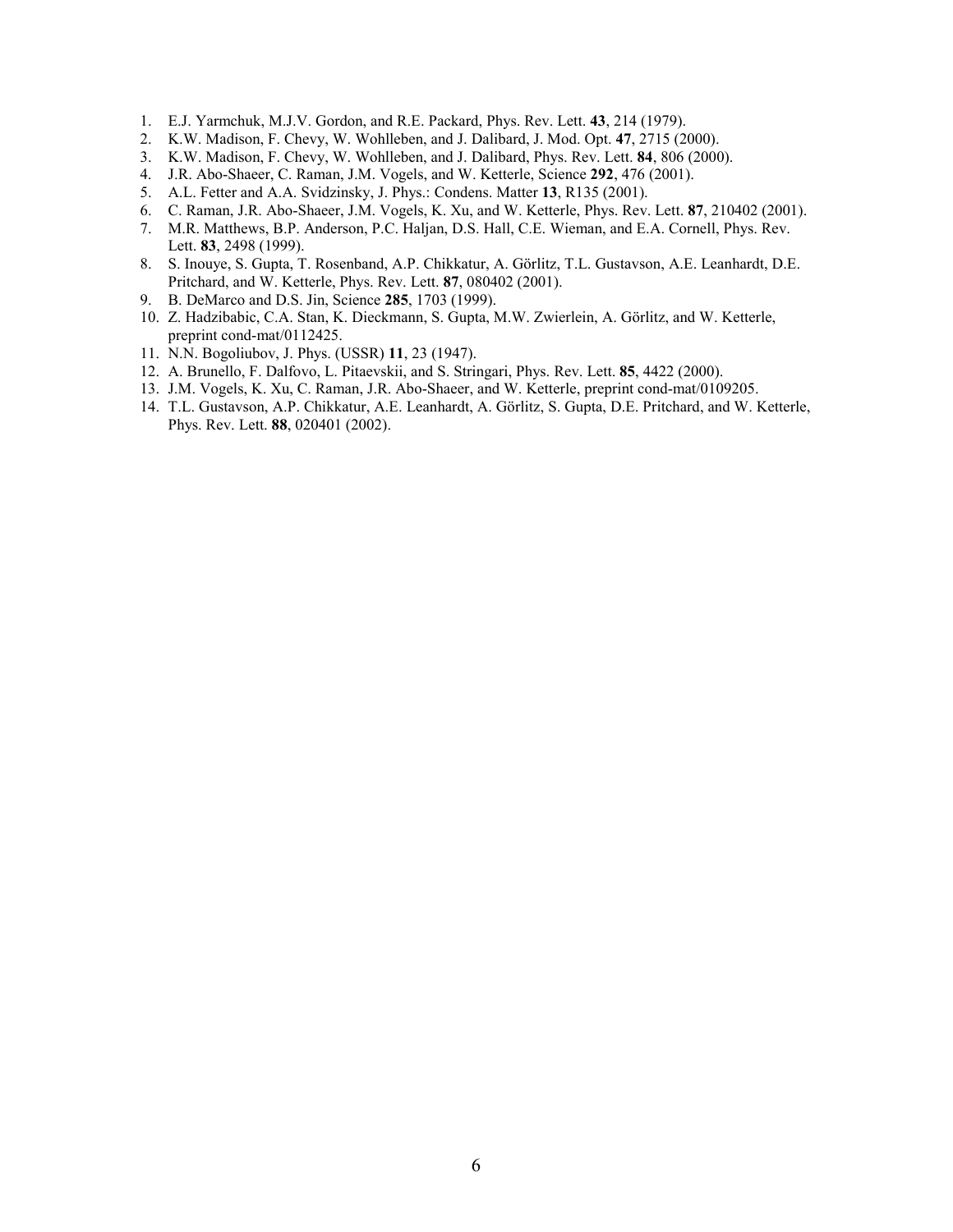1. E.J. Yarmchuk, M.J.V. Gordon, and R.E. Packard, Phys. Rev. Lett. **43**, 214 (1979).
2. K.W. Madison, F. Chevy, W. Wohlleben, and J. Dalibard, J. Mod. Opt. **47**, 2715 (2000).
3. K.W. Madison, F. Chevy, W. Wohlleben, and J. Dalibard, Phys. Rev. Lett. **84**, 806 (2000).
4. J.R. Abo-Shaeer, C. Raman, J.M. Vogels, and W. Ketterle, Science **292**, 476 (2001).
5. A.L. Fetter and A.A. Svidzinsky, J. Phys.: Condens. Matter **13**, R135 (2001).
6. C. Raman, J.R. Abo-Shaeer, J.M. Vogels, K. Xu, and W. Ketterle, Phys. Rev. Lett. **87**, 210402 (2001).
7. M.R. Matthews, B.P. Anderson, P.C. Haljan, D.S. Hall, C.E. Wieman, and E.A. Cornell, Phys. Rev. Lett. **83**, 2498 (1999).
8. S. Inouye, S. Gupta, T. Rosenband, A.P. Chikkatur, A. Görlitz, T.L. Gustavson, A.E. Leanhardt, D.E. Pritchard, and W. Ketterle, Phys. Rev. Lett. **87**, 080402 (2001).
9. B. DeMarco and D.S. Jin, Science **285**, 1703 (1999).
10. Z. Hadzibabic, C.A. Stan, K. Dieckmann, S. Gupta, M.W. Zwierlein, A. Görlitz, and W. Ketterle, preprint cond-mat/0112425.
11. N.N. Bogoliubov, J. Phys. (USSR) **11**, 23 (1947).
12. A. Brunello, F. Dalfovo, L. Pitaevskii, and S. Stringari, Phys. Rev. Lett. **85**, 4422 (2000).
13. J.M. Vogels, K. Xu, C. Raman, J.R. Abo-Shaeer, and W. Ketterle, preprint cond-mat/0109205.
14. T.L. Gustavson, A.P. Chikkatur, A.E. Leanhardt, A. Görlitz, S. Gupta, D.E. Pritchard, and W. Ketterle, Phys. Rev. Lett. **88**, 020401 (2002).